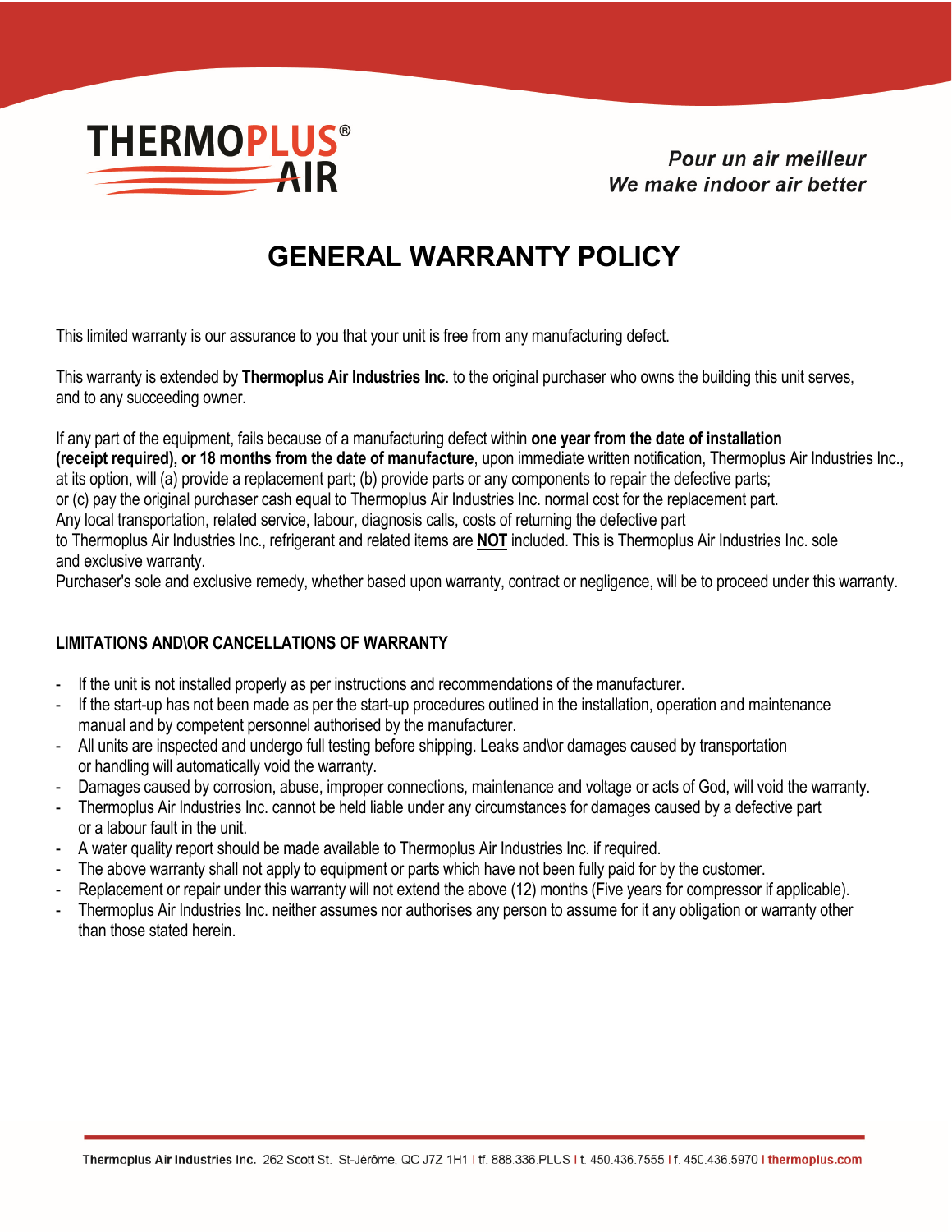**THERMOPLUS® AIR**

*Pour un air meilleur*
*We make indoor air better*

# GENERAL WARRANTY POLICY

This limited warranty is our assurance to you that your unit is free from any manufacturing defect.

This warranty is extended by **Thermoplus Air Industries Inc**. to the original purchaser who owns the building this unit serves, and to any succeeding owner.

If any part of the equipment, fails because of a manufacturing defect within **one year from the date of installation (receipt required), or 18 months from the date of manufacture**, upon immediate written notification, Thermoplus Air Industries Inc., at its option, will (a) provide a replacement part; (b) provide parts or any components to repair the defective parts; or (c) pay the original purchaser cash equal to Thermoplus Air Industries Inc. normal cost for the replacement part. Any local transportation, related service, labour, diagnosis calls, costs of returning the defective part to Thermoplus Air Industries Inc., refrigerant and related items are **NOT** included. This is Thermoplus Air Industries Inc. sole and exclusive warranty.
Purchaser's sole and exclusive remedy, whether based upon warranty, contract or negligence, will be to proceed under this warranty.

**LIMITATIONS AND\OR CANCELLATIONS OF WARRANTY**

- If the unit is not installed properly as per instructions and recommendations of the manufacturer.
- If the start-up has not been made as per the start-up procedures outlined in the installation, operation and maintenance manual and by competent personnel authorised by the manufacturer.
- All units are inspected and undergo full testing before shipping. Leaks and\or damages caused by transportation or handling will automatically void the warranty.
- Damages caused by corrosion, abuse, improper connections, maintenance and voltage or acts of God, will void the warranty.
- Thermoplus Air Industries Inc. cannot be held liable under any circumstances for damages caused by a defective part or a labour fault in the unit.
- A water quality report should be made available to Thermoplus Air Industries Inc. if required.
- The above warranty shall not apply to equipment or parts which have not been fully paid for by the customer.
- Replacement or repair under this warranty will not extend the above (12) months (Five years for compressor if applicable).
- Thermoplus Air Industries Inc. neither assumes nor authorises any person to assume for it any obligation or warranty other than those stated herein.

Thermoplus Air Industries Inc. 262 Scott St. St-Jérôme, QC J7Z 1H1 | tf. 888.336.PLUS | t. 450.436.7555 | f. 450.436.5970 | thermoplus.com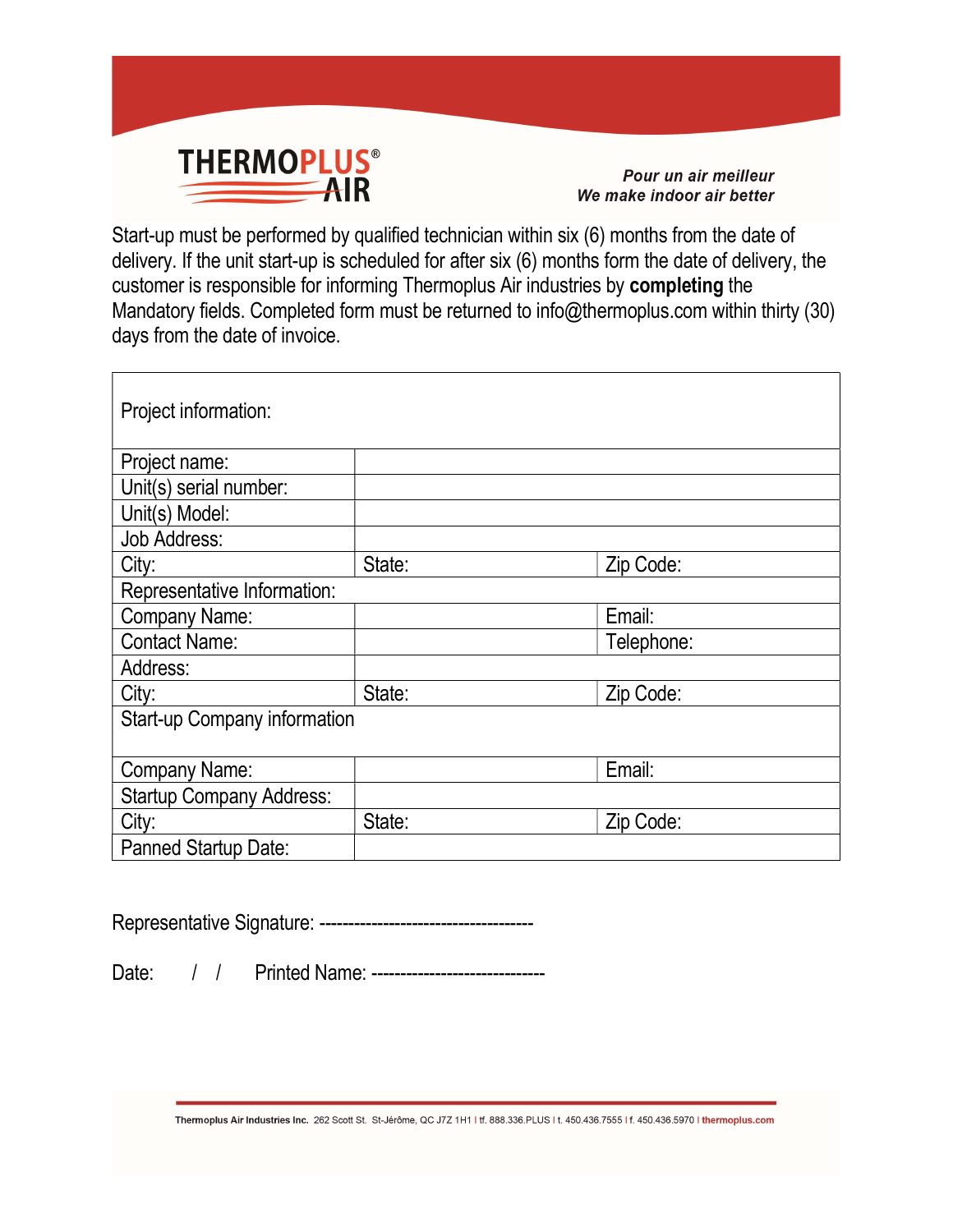THERMOPLUS® AIR

*Pour un air meilleur*
*We make indoor air better*

Start-up must be performed by qualified technician within six (6) months from the date of delivery. If the unit start-up is scheduled for after six (6) months form the date of delivery, the customer is responsible for informing Thermoplus Air industries by **completing** the Mandatory fields. Completed form must be returned to info@thermoplus.com within thirty (30) days from the date of invoice.

| | | |
|---|---|---|
| Project information: | | |
| Project name: | | |
| Unit(s) serial number: | | |
| Unit(s) Model: | | |
| Job Address: | | |
| City: | State: | Zip Code: |
| Representative Information: | | |
| Company Name: | | Email: |
| Contact Name: | | Telephone: |
| Address: | | |
| City: | State: | Zip Code: |
| Start-up Company information | | |
| Company Name: | | Email: |
| Startup Company Address: | | |
| City: | State: | Zip Code: |
| Panned Startup Date: | | |

Representative Signature: -----------------------------------

Date: / / Printed Name: -----------------------------

Thermoplus Air Industries Inc. 262 Scott St. St-Jérôme, QC J7Z 1H1 | tf. 888.336.PLUS | t. 450.436.7555 | f. 450.436.5970 | thermoplus.com